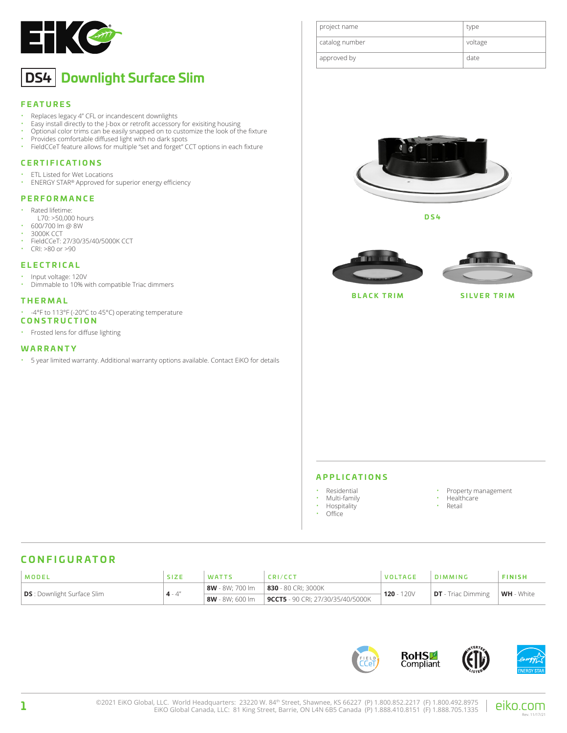# DS4 Downlight Surface Slim

| project name | type |
| --- | --- |
| catalog number | voltage |
| approved by | date |

## FEATURES

- Replaces legacy 4" CFL or incandescent downlights
- Easy install directly to the J-box or retrofit accessory for exisiting housing
- Optional color trims can be easily snapped on to customize the look of the fixture
- Provides comfortable diffused light with no dark spots
- FieldCCeT feature allows for multiple "set and forget" CCT options in each fixture

## CERTIFICATIONS

- ETL Listed for Wet Locations
- ENERGY STAR® Approved for superior energy efficiency

## PERFORMANCE

- Rated lifetime:
  L70: >50,000 hours
- 600/700 lm @ 8W
- 3000K CCT
- FieldCCeT: 27/30/35/40/5000K CCT
- CRI: >80 or >90

## ELECTRICAL

- Input voltage: 120V
- Dimmable to 10% with compatible Triac dimmers

## THERMAL

- -4°F to 113°F (-20°C to 45°C) operating temperature

## CONSTRUCTION

- Frosted lens for diffuse lighting

## WARRANTY

- 5 year limited warranty. Additional warranty options available. Contact EiKO for details

DS4

BLACK TRIM

SILVER TRIM

## APPLICATIONS

- Residential
- Multi-family
- Hospitality
- Office
- Property management
- Healthcare
- Retail

## CONFIGURATOR

| MODEL | SIZE | WATTS | CRI/CCT | VOLTAGE | DIMMING | FINISH |
| --- | --- | --- | --- | --- | --- | --- |
| **DS** : Downlight Surface Slim | **4** - 4" | **8W** - 8W; 700 lm | **830** - 80 CRI; 3000K | **120** - 120V | **DT** - Triac Dimming | **WH** - White |
| | | **8W** - 8W; 600 lm | **9CCT5** - 90 CRI; 27/30/35/40/5000K | | | |

FIELD CCeT | RoHS Compliant | Intertek ETL Listed | ENERGY STAR

©2021 EiKO Global, LLC. World Headquarters: 23220 W. 84th Street, Shawnee, KS 66227 (P) 1.800.852.2217 (F) 1.800.492.8975
EiKO Global Canada, LLC: 81 King Street, Barrie, ON L4N 6B5 Canada (P) 1.888.410.8151 (F) 1.888.705.1335

eiko.com Rev. 11/17/21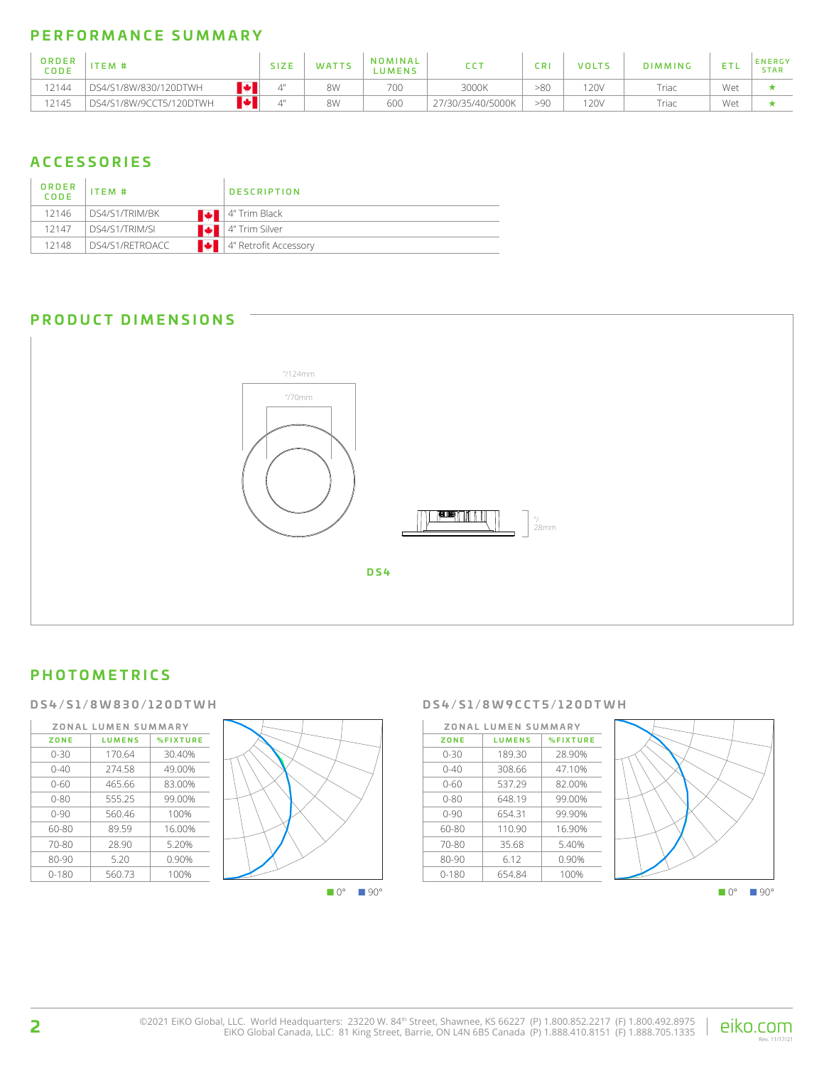## PERFORMANCE SUMMARY

| ORDER CODE | ITEM # | SIZE | WATTS | NOMINAL LUMENS | CCT | CRI | VOLTS | DIMMING | ETL | ENERGY STAR |
|---|---|---|---|---|---|---|---|---|---|---|
| 12144 | DS4/S1/8W/830/120DTWH | 4" | 8W | 700 | 3000K | >80 | 120V | Triac | Wet | ★ |
| 12145 | DS4/S1/8W/9CCT5/120DTWH | 4" | 8W | 600 | 27/30/35/40/5000K | >90 | 120V | Triac | Wet | ★ |

## ACCESSORIES

| ORDER CODE | ITEM # | DESCRIPTION |
|---|---|---|
| 12146 | DS4/S1/TRIM/BK | 4" Trim Black |
| 12147 | DS4/S1/TRIM/SI | 4" Trim Silver |
| 12148 | DS4/S1/RETROACC | 4" Retrofit Accessory |

## PRODUCT DIMENSIONS

°/124mm

°/70mm

°/ 28mm

DS4

## PHOTOMETRICS

### DS4/S1/8W830/120DTWH

| ZONAL LUMEN SUMMARY | | |
|---|---|---|
| ZONE | LUMENS | %FIXTURE |
| 0-30 | 170.64 | 30.40% |
| 0-40 | 274.58 | 49.00% |
| 0-60 | 465.66 | 83.00% |
| 0-80 | 555.25 | 99.00% |
| 0-90 | 560.46 | 100% |
| 60-80 | 89.59 | 16.00% |
| 70-80 | 28.90 | 5.20% |
| 80-90 | 5.20 | 0.90% |
| 0-180 | 560.73 | 100% |

0° 90°

### DS4/S1/8W9CCT5/120DTWH

| ZONAL LUMEN SUMMARY | | |
|---|---|---|
| ZONE | LUMENS | %FIXTURE |
| 0-30 | 189.30 | 28.90% |
| 0-40 | 308.66 | 47.10% |
| 0-60 | 537.29 | 82.00% |
| 0-80 | 648.19 | 99.00% |
| 0-90 | 654.31 | 99.90% |
| 60-80 | 110.90 | 16.90% |
| 70-80 | 35.68 | 5.40% |
| 80-90 | 6.12 | 0.90% |
| 0-180 | 654.84 | 100% |

0° 90°

©2021 EiKO Global, LLC. World Headquarters: 23220 W. 84th Street, Shawnee, KS 66227 (P) 1.800.852.2217 (F) 1.800.492.8975
EiKO Global Canada, LLC: 81 King Street, Barrie, ON L4N 6B5 Canada (P) 1.888.410.8151 (F) 1.888.705.1335

eiko.com
Rev. 11/17/21